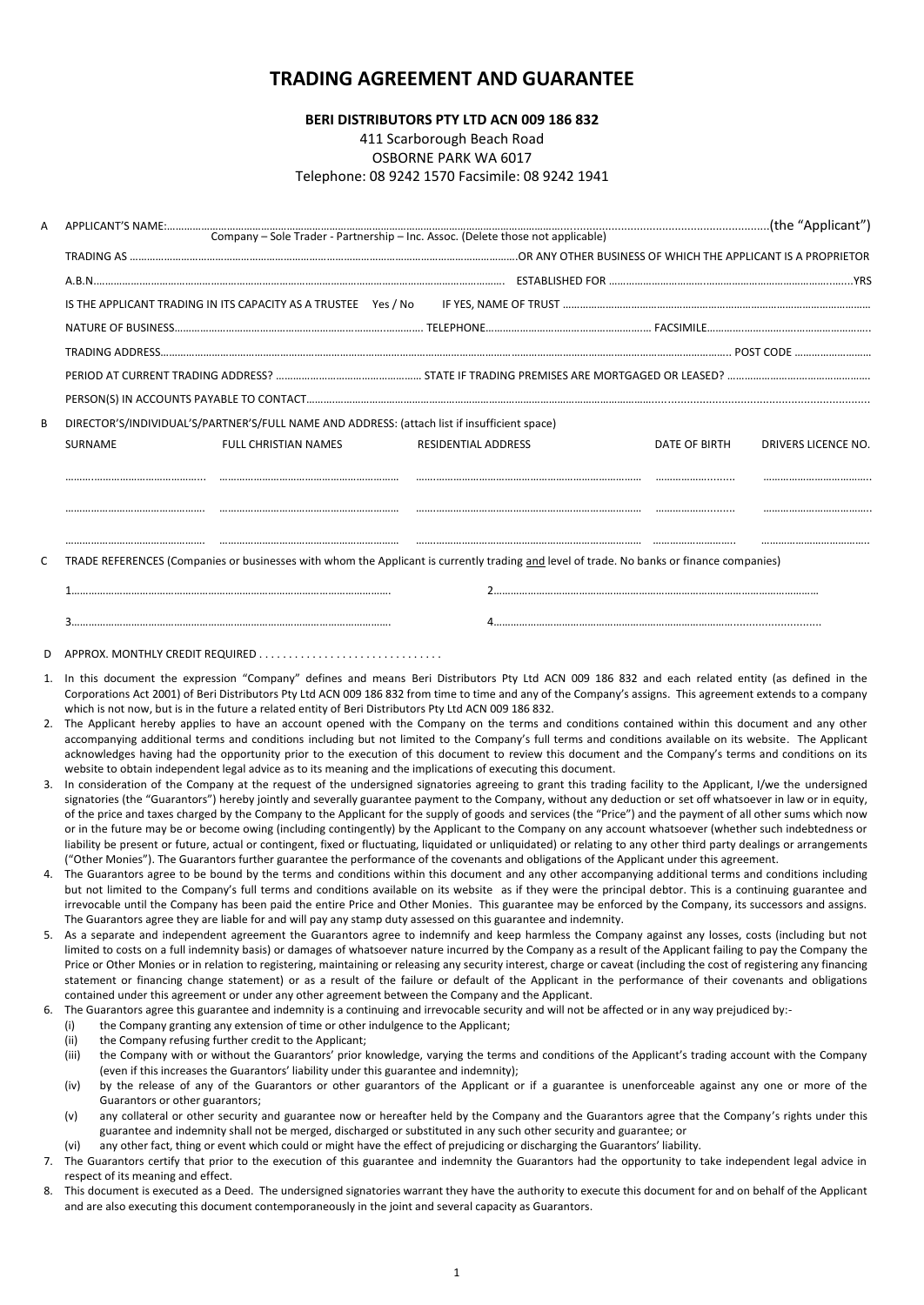# TRADING AGREEMENT AND GUARANTEE

**BERI DISTRIBUTORS PTY LTD ACN 009 186 832**

411 Scarborough Beach Road
OSBORNE PARK WA 6017
Telephone: 08 9242 1570 Facsimile: 08 9242 1941

A APPLICANT'S NAME:………………………………………………………………………………………………………………………(the "Applicant")
Company – Sole Trader - Partnership – Inc. Assoc. (Delete those not applicable)

TRADING AS ……………………………………………………………………OR ANY OTHER BUSINESS OF WHICH THE APPLICANT IS A PROPRIETOR

A.B.N.…………………………………………………………… ESTABLISHED FOR ……………………………………………YRS

IS THE APPLICANT TRADING IN ITS CAPACITY AS A TRUSTEE Yes / No IF YES, NAME OF TRUST ……………………………………………

NATURE OF BUSINESS……………………………………… TELEPHONE…………………………… FACSIMILE……………………………

TRADING ADDRESS……………………………………………………………………………………………… POST CODE ……………

PERIOD AT CURRENT TRADING ADDRESS? ……………………… STATE IF TRADING PREMISES ARE MORTGAGED OR LEASED? ………………………

PERSON(S) IN ACCOUNTS PAYABLE TO CONTACT……………………………………………………………………………………………

B DIRECTOR'S/INDIVIDUAL'S/PARTNER'S/FULL NAME AND ADDRESS: (attach list if insufficient space)

| SURNAME | FULL CHRISTIAN NAMES | RESIDENTIAL ADDRESS | DATE OF BIRTH | DRIVERS LICENCE NO. |
|---|---|---|---|---|
| ……………… | ……………… | ……………… | ……………… | ……………… |
| ……………… | ……………… | ……………… | ……………… | ……………… |
| ……………… | ……………… | ……………… | ……………… | ……………… |

C TRADE REFERENCES (Companies or businesses with whom the Applicant is currently trading and level of trade. No banks or finance companies)

1……………………………………………… 2………………………………………………

3……………………………………………… 4………………………………………………

D APPROX. MONTHLY CREDIT REQUIRED . . . . . . . . . . . . . . . . . . . . . . . . . . . . . .

1. In this document the expression "Company" defines and means Beri Distributors Pty Ltd ACN 009 186 832 and each related entity (as defined in the Corporations Act 2001) of Beri Distributors Pty Ltd ACN 009 186 832 from time to time and any of the Company's assigns. This agreement extends to a company which is not now, but is in the future a related entity of Beri Distributors Pty Ltd ACN 009 186 832.
2. The Applicant hereby applies to have an account opened with the Company on the terms and conditions contained within this document and any other accompanying additional terms and conditions including but not limited to the Company's full terms and conditions available on its website. The Applicant acknowledges having had the opportunity prior to the execution of this document to review this document and the Company's terms and conditions on its website to obtain independent legal advice as to its meaning and the implications of executing this document.
3. In consideration of the Company at the request of the undersigned signatories agreeing to grant this trading facility to the Applicant, I/we the undersigned signatories (the "Guarantors") hereby jointly and severally guarantee payment to the Company, without any deduction or set off whatsoever in law or in equity, of the price and taxes charged by the Company to the Applicant for the supply of goods and services (the "Price") and the payment of all other sums which now or in the future may be or become owing (including contingently) by the Applicant to the Company on any account whatsoever (whether such indebtedness or liability be present or future, actual or contingent, fixed or fluctuating, liquidated or unliquidated) or relating to any other third party dealings or arrangements ("Other Monies"). The Guarantors further guarantee the performance of the covenants and obligations of the Applicant under this agreement.
4. The Guarantors agree to be bound by the terms and conditions within this document and any other accompanying additional terms and conditions including but not limited to the Company's full terms and conditions available on its website as if they were the principal debtor. This is a continuing guarantee and irrevocable until the Company has been paid the entire Price and Other Monies. This guarantee may be enforced by the Company, its successors and assigns. The Guarantors agree they are liable for and will pay any stamp duty assessed on this guarantee and indemnity.
5. As a separate and independent agreement the Guarantors agree to indemnify and keep harmless the Company against any losses, costs (including but not limited to costs on a full indemnity basis) or damages of whatsoever nature incurred by the Company as a result of the Applicant failing to pay the Company the Price or Other Monies or in relation to registering, maintaining or releasing any security interest, charge or caveat (including the cost of registering any financing statement or financing change statement) or as a result of the failure or default of the Applicant in the performance of their covenants and obligations contained under this agreement or under any other agreement between the Company and the Applicant.
6. The Guarantors agree this guarantee and indemnity is a continuing and irrevocable security and will not be affected or in any way prejudiced by:-
   (i) the Company granting any extension of time or other indulgence to the Applicant;
   (ii) the Company refusing further credit to the Applicant;
   (iii) the Company with or without the Guarantors' prior knowledge, varying the terms and conditions of the Applicant's trading account with the Company (even if this increases the Guarantors' liability under this guarantee and indemnity);
   (iv) by the release of any of the Guarantors or other guarantors of the Applicant or if a guarantee is unenforceable against any one or more of the Guarantors or other guarantors;
   (v) any collateral or other security and guarantee now or hereafter held by the Company and the Guarantors agree that the Company's rights under this guarantee and indemnity shall not be merged, discharged or substituted in any such other security and guarantee; or
   (vi) any other fact, thing or event which could or might have the effect of prejudicing or discharging the Guarantors' liability.
7. The Guarantors certify that prior to the execution of this guarantee and indemnity the Guarantors had the opportunity to take independent legal advice in respect of its meaning and effect.
8. This document is executed as a Deed. The undersigned signatories warrant they have the authority to execute this document for and on behalf of the Applicant and are also executing this document contemporaneously in the joint and several capacity as Guarantors.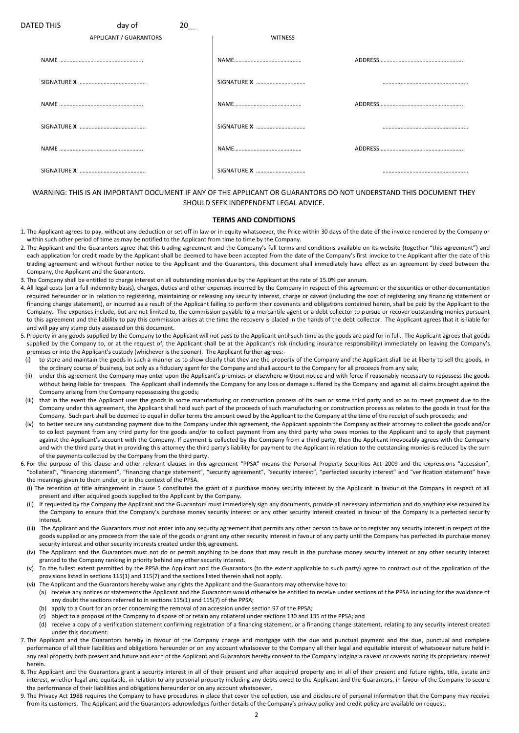DATED THIS day of 20__

| APPLICANT / GUARANTORS | WITNESS | |
|---|---|---|
| NAME ………………………………………… | NAME……………………………… | ADDRESS……………………………………… |
| SIGNATURE **X** …………………………… | SIGNATURE **X** …………………… | ……………………………………………… |
| NAME ………………………………………… | NAME……………………………… | ADDRESS……………………………………… |
| SIGNATURE **X** …………………………… | SIGNATURE **X** …………………… | ……………………………………………… |
| NAME ………………………………………… | NAME……………………………… | ADDRESS……………………………………… |
| SIGNATURE **X** …………………………… | SIGNATURE **X** …………………… | ……………………………………………… |

WARNING: THIS IS AN IMPORTANT DOCUMENT IF ANY OF THE APPLICANT OR GUARANTORS DO NOT UNDERSTAND THIS DOCUMENT THEY SHOULD SEEK INDEPENDENT LEGAL ADVICE.

**TERMS AND CONDITIONS**

1. The Applicant agrees to pay, without any deduction or set off in law or in equity whatsoever, the Price within 30 days of the date of the invoice rendered by the Company or within such other period of time as may be notified to the Applicant from time to time by the Company.
2. The Applicant and the Guarantors agree that this trading agreement and the Company's full terms and conditions available on its website (together "this agreement") and each application for credit made by the Applicant shall be deemed to have been accepted from the date of the Company's first invoice to the Applicant after the date of this trading agreement and without further notice to the Applicant and the Guarantors, this document shall immediately have effect as an agreement by deed between the Company, the Applicant and the Guarantors.
3. The Company shall be entitled to charge interest on all outstanding monies due by the Applicant at the rate of 15.0% per annum.
4. All legal costs (on a full indemnity basis), charges, duties and other expenses incurred by the Company in respect of this agreement or the securities or other documentation required hereunder or in relation to registering, maintaining or releasing any security interest, charge or caveat (including the cost of registering any financing statement or financing change statement), or incurred as a result of the Applicant failing to perform their covenants and obligations contained herein, shall be paid by the Applicant to the Company. The expenses include, but are not limited to, the commission payable to a mercantile agent or a debt collector to pursue or recover outstanding monies pursuant to this agreement and the liability to pay this commission arises at the time the recovery is placed in the hands of the debt collector. The Applicant agrees that it is liable for and will pay any stamp duty assessed on this document.
5. Property in any goods supplied by the Company to the Applicant will not pass to the Applicant until such time as the goods are paid for in full. The Applicant agrees that goods supplied by the Company to, or at the request of, the Applicant shall be at the Applicant's risk (including insurance responsibility) immediately on leaving the Company's premises or into the Applicant's custody (whichever is the sooner). The Applicant further agrees:-
   (i) to store and maintain the goods in such a manner as to show clearly that they are the property of the Company and the Applicant shall be at liberty to sell the goods, in the ordinary course of business, but only as a fiduciary agent for the Company and shall account to the Company for all proceeds from any sale;
   (ii) under this agreement the Company may enter upon the Applicant's premises or elsewhere without notice and with force if reasonably necessary to repossess the goods without being liable for trespass. The Applicant shall indemnify the Company for any loss or damage suffered by the Company and against all claims brought against the Company arising from the Company repossessing the goods;
   (iii) that in the event the Applicant uses the goods in some manufacturing or construction process of its own or some third party and so as to meet payment due to the Company under this agreement, the Applicant shall hold such part of the proceeds of such manufacturing or construction process as relates to the goods in trust for the Company. Such part shall be deemed to equal in dollar terms the amount owed by the Applicant to the Company at the time of the receipt of such proceeds; and
   (iv) to better secure any outstanding payment due to the Company under this agreement, the Applicant appoints the Company as their attorney to collect the goods and/or to collect payment from any third party for the goods and/or to collect payment from any third party who owes monies to the Applicant and to apply that payment against the Applicant's account with the Company. If payment is collected by the Company from a third party, then the Applicant irrevocably agrees with the Company and with the third party that in providing this attorney the third party's liability for payment to the Applicant in relation to the outstanding monies is reduced by the sum of the payments collected by the Company from the third party.
6. For the purpose of this clause and other relevant clauses in this agreement "PPSA" means the Personal Property Securities Act 2009 and the expressions "accession", "collateral", "financing statement", "financing change statement", "security agreement", "security interest", "perfected security interest" and "verification statement" have the meanings given to them under, or in the context of the PPSA.
   (i) The retention of title arrangement in clause 5 constitutes the grant of a purchase money security interest by the Applicant in favour of the Company in respect of all present and after acquired goods supplied to the Applicant by the Company.
   (ii) If requested by the Company the Applicant and the Guarantors must immediately sign any documents, provide all necessary information and do anything else required by the Company to ensure that the Company's purchase money security interest or any other security interest created in favour of the Company is a perfected security interest.
   (iii) The Applicant and the Guarantors must not enter into any security agreement that permits any other person to have or to register any security interest in respect of the goods supplied or any proceeds from the sale of the goods or grant any other security interest in favour of any party until the Company has perfected its purchase money security interest and other security interests created under this agreement.
   (iv) The Applicant and the Guarantors must not do or permit anything to be done that may result in the purchase money security interest or any other security interest granted to the Company ranking in priority behind any other security interest.
   (v) To the fullest extent permitted by the PPSA the Applicant and the Guarantors (to the extent applicable to such party) agree to contract out of the application of the provisions listed in sections 115(1) and 115(7) and the sections listed therein shall not apply.
   (vi) The Applicant and the Guarantors hereby waive any rights the Applicant and the Guarantors may otherwise have to:
      (a) receive any notices or statements the Applicant and the Guarantors would otherwise be entitled to receive under sections of the PPSA including for the avoidance of any doubt the sections referred to in sections 115(1) and 115(7) of the PPSA;
      (b) apply to a Court for an order concerning the removal of an accession under section 97 of the PPSA;
      (c) object to a proposal of the Company to dispose of or retain any collateral under sections 130 and 135 of the PPSA; and
      (d) receive a copy of a verification statement confirming registration of a financing statement, or a financing change statement, relating to any security interest created under this document.
7. The Applicant and the Guarantors hereby in favour of the Company charge and mortgage with the due and punctual payment and the due, punctual and complete performance of all their liabilities and obligations hereunder or on any account whatsoever to the Company all their legal and equitable interest of whatsoever nature held in any real property both present and future and each of the Applicant and Guarantors hereby consent to the Company lodging a caveat or caveats noting its proprietary interest herein.
8. The Applicant and the Guarantors grant a security interest in all of their present and after acquired property and in all of their present and future rights, title, estate and interest, whether legal and equitable, in relation to any personal property including any debts owed to the Applicant and the Guarantors, in favour of the Company to secure the performance of their liabilities and obligations hereunder or on any account whatsoever.
9. The Privacy Act 1988 requires the Company to have procedures in place that cover the collection, use and disclosure of personal information that the Company may receive from its customers. The Applicant and the Guarantors acknowledges further details of the Company's privacy policy and credit policy are available on request.